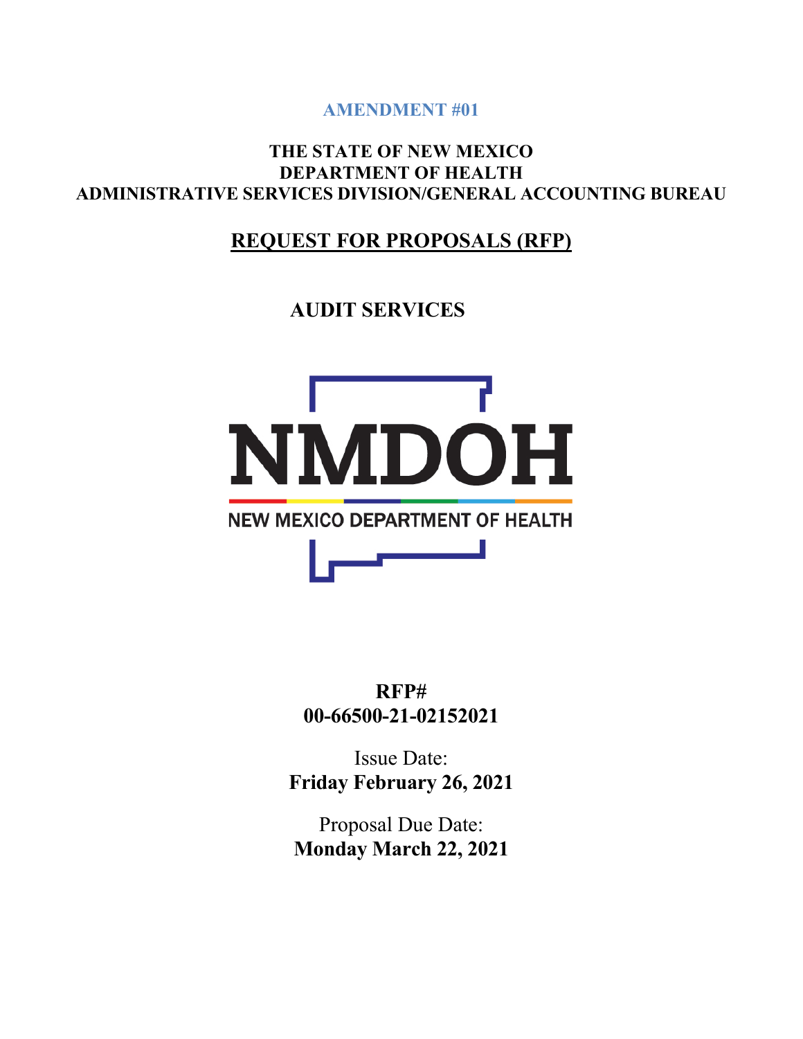**AMENDMENT #01**

**THE STATE OF NEW MEXICO**
**DEPARTMENT OF HEALTH**
**ADMINISTRATIVE SERVICES DIVISION/GENERAL ACCOUNTING BUREAU**

# REQUEST FOR PROPOSALS (RFP)

## AUDIT SERVICES

NMDOH

NEW MEXICO DEPARTMENT OF HEALTH

**RFP#**
**00-66500-21-02152021**

Issue Date:
**Friday February 26, 2021**

Proposal Due Date:
**Monday March 22, 2021**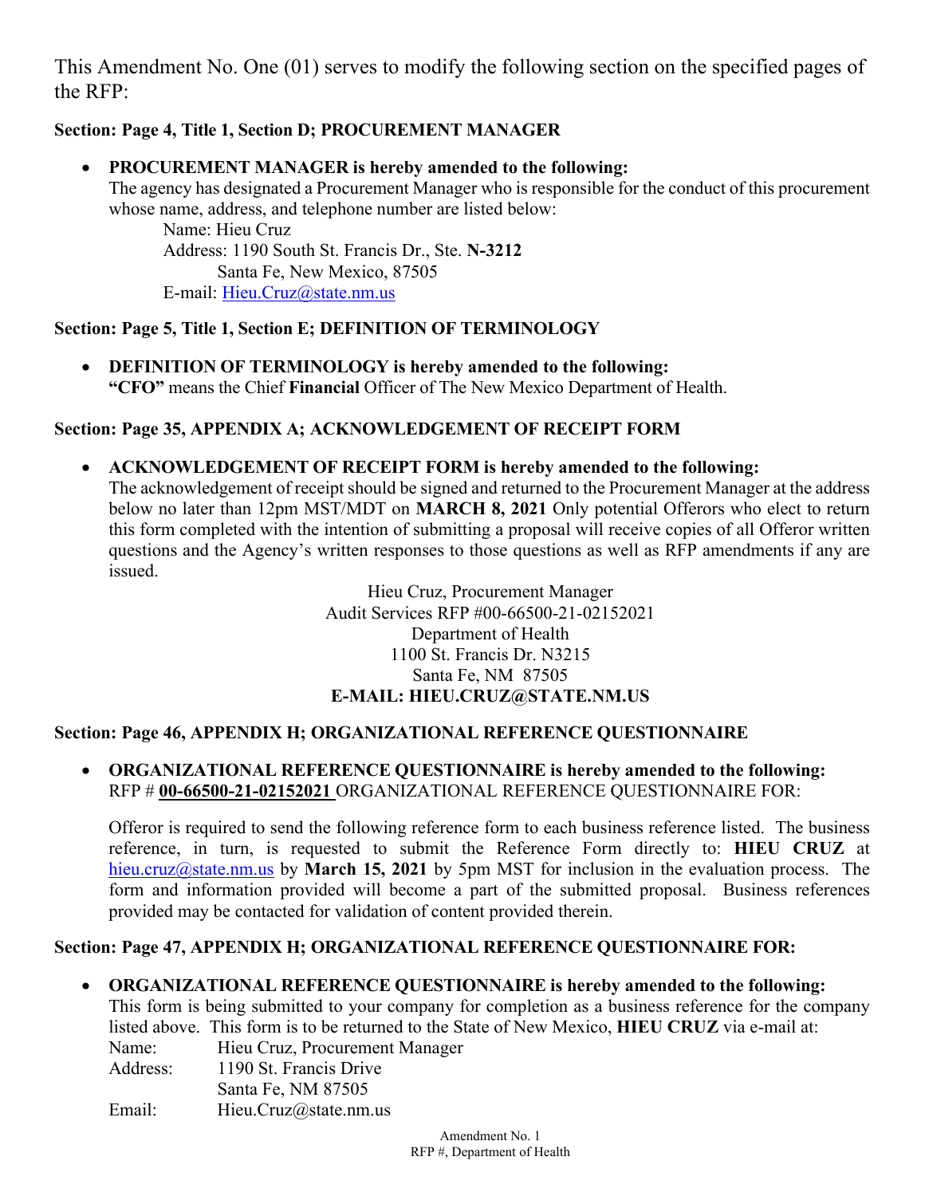This Amendment No. One (01) serves to modify the following section on the specified pages of the RFP:

**Section: Page 4, Title 1, Section D; PROCUREMENT MANAGER**

- **PROCUREMENT MANAGER is hereby amended to the following:**
  The agency has designated a Procurement Manager who is responsible for the conduct of this procurement whose name, address, and telephone number are listed below:
  
  Name: Hieu Cruz
  Address: 1190 South St. Francis Dr., Ste. **N-3212**
  Santa Fe, New Mexico, 87505
  E-mail: Hieu.Cruz@state.nm.us

**Section: Page 5, Title 1, Section E; DEFINITION OF TERMINOLOGY**

- **DEFINITION OF TERMINOLOGY is hereby amended to the following:**
  **"CFO"** means the Chief **Financial** Officer of The New Mexico Department of Health.

**Section: Page 35, APPENDIX A; ACKNOWLEDGEMENT OF RECEIPT FORM**

- **ACKNOWLEDGEMENT OF RECEIPT FORM is hereby amended to the following:**
  The acknowledgement of receipt should be signed and returned to the Procurement Manager at the address below no later than 12pm MST/MDT on **MARCH 8, 2021** Only potential Offerors who elect to return this form completed with the intention of submitting a proposal will receive copies of all Offeror written questions and the Agency's written responses to those questions as well as RFP amendments if any are issued.

  Hieu Cruz, Procurement Manager
  Audit Services RFP #00-66500-21-02152021
  Department of Health
  1100 St. Francis Dr. N3215
  Santa Fe, NM 87505
  **E-MAIL: HIEU.CRUZ@STATE.NM.US**

**Section: Page 46, APPENDIX H; ORGANIZATIONAL REFERENCE QUESTIONNAIRE**

- **ORGANIZATIONAL REFERENCE QUESTIONNAIRE is hereby amended to the following:**
  RFP # **00-66500-21-02152021** ORGANIZATIONAL REFERENCE QUESTIONNAIRE FOR:

  Offeror is required to send the following reference form to each business reference listed. The business reference, in turn, is requested to submit the Reference Form directly to: **HIEU CRUZ** at hieu.cruz@state.nm.us by **March 15, 2021** by 5pm MST for inclusion in the evaluation process. The form and information provided will become a part of the submitted proposal. Business references provided may be contacted for validation of content provided therein.

**Section: Page 47, APPENDIX H; ORGANIZATIONAL REFERENCE QUESTIONNAIRE FOR:**

- **ORGANIZATIONAL REFERENCE QUESTIONNAIRE is hereby amended to the following:**
  This form is being submitted to your company for completion as a business reference for the company listed above. This form is to be returned to the State of New Mexico, **HIEU CRUZ** via e-mail at:
  
  Name: Hieu Cruz, Procurement Manager
  Address: 1190 St. Francis Drive
  Santa Fe, NM 87505
  Email: Hieu.Cruz@state.nm.us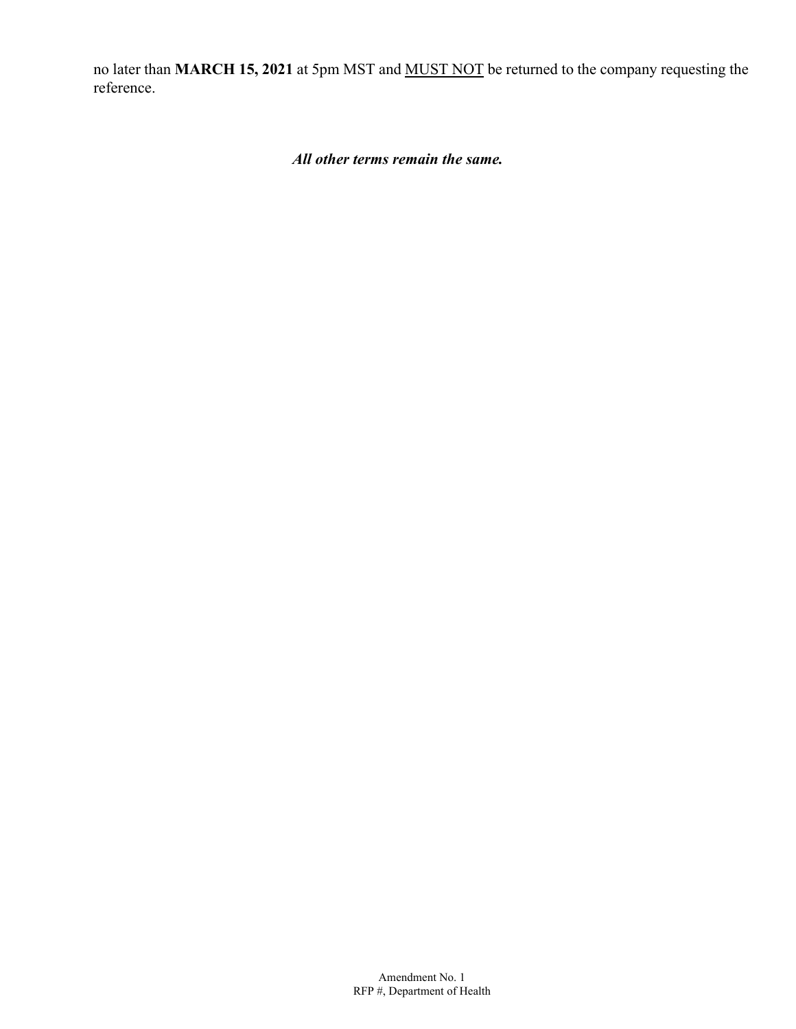no later than **MARCH 15, 2021** at 5pm MST and <u>MUST NOT</u> be returned to the company requesting the reference.

***All other terms remain the same.***